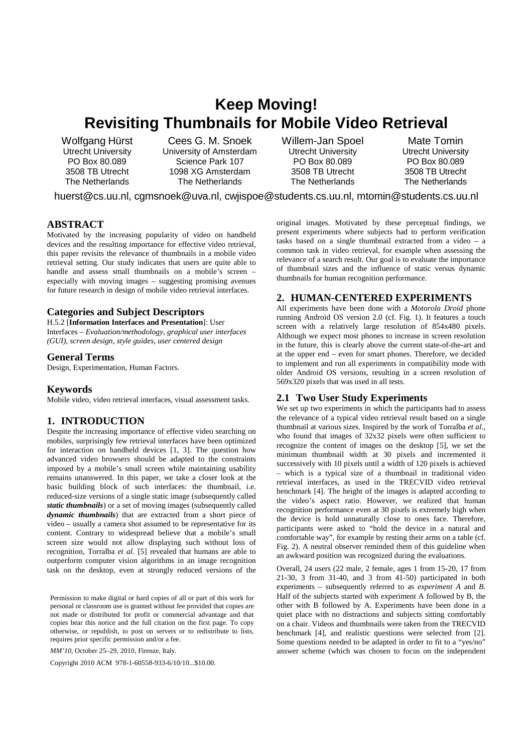# Keep Moving! Revisiting Thumbnails for Mobile Video Retrieval

Wolfgang Hürst
Utrecht University
PO Box 80.089
3508 TB Utrecht
The Netherlands

Cees G. M. Snoek
University of Amsterdam
Science Park 107
1098 XG Amsterdam
The Netherlands

Willem-Jan Spoel
Utrecht University
PO Box 80.089
3508 TB Utrecht
The Netherlands

Mate Tomin
Utrecht University
PO Box 80.089
3508 TB Utrecht
The Netherlands

huerst@cs.uu.nl, cgmsnoek@uva.nl, cwjispoe@students.cs.uu.nl, mtomin@students.cs.uu.nl

## ABSTRACT

Motivated by the increasing popularity of video on handheld devices and the resulting importance for effective video retrieval, this paper revisits the relevance of thumbnails in a mobile video retrieval setting. Our study indicates that users are quite able to handle and assess small thumbnails on a mobile's screen – especially with moving images – suggesting promising avenues for future research in design of mobile video retrieval interfaces.

### Categories and Subject Descriptors

H.5.2 [**Information Interfaces and Presentation**]: User Interfaces – *Evaluation/methodology, graphical user interfaces (GUI), screen design, style guides, user centered design*

### General Terms

Design, Experimentation, Human Factors.

### Keywords

Mobile video, video retrieval interfaces, visual assessment tasks.

## 1. INTRODUCTION

Despite the increasing importance of effective video searching on mobiles, surprisingly few retrieval interfaces have been optimized for interaction on handheld devices [1, 3]. The question how advanced video browsers should be adapted to the constraints imposed by a mobile's small screen while maintaining usability remains unanswered. In this paper, we take a closer look at the basic building block of such interfaces: the thumbnail, i.e. reduced-size versions of a single static image (subsequently called ***static thumbnails***) or a set of moving images (subsequently called ***dynamic thumbnails***) that are extracted from a short piece of video – usually a camera shot assumed to be representative for its content. Contrary to widespread believe that a mobile's small screen size would not allow displaying such without loss of recognition, Torralba *et al.* [5] revealed that humans are able to outperform computer vision algorithms in an image recognition task on the desktop, even at strongly reduced versions of the original images. Motivated by these perceptual findings, we present experiments where subjects had to perform verification tasks based on a single thumbnail extracted from a video – a common task in video retrieval, for example when assessing the relevance of a search result. Our goal is to evaluate the importance of thumbnail sizes and the influence of static versus dynamic thumbnails for human recognition performance.

Permission to make digital or hard copies of all or part of this work for personal or classroom use is granted without fee provided that copies are not made or distributed for profit or commercial advantage and that copies bear this notice and the full citation on the first page. To copy otherwise, or republish, to post on servers or to redistribute to lists, requires prior specific permission and/or a fee.

*MM'10*, October 25–29, 2010, Firenze, Italy.

Copyright 2010 ACM 978-1-60558-933-6/10/10...$10.00.

## 2. HUMAN-CENTERED EXPERIMENTS

All experiments have been done with a *Motorola Droid* phone running Android OS version 2.0 (cf. Fig. 1). It features a touch screen with a relatively large resolution of 854x480 pixels. Although we expect most phones to increase in screen resolution in the future, this is clearly above the current state-of-the-art and at the upper end – even for smart phones. Therefore, we decided to implement and run all experiments in compatibility mode with older Android OS versions, resulting in a screen resolution of 569x320 pixels that was used in all tests.

### 2.1 Two User Study Experiments

We set up two experiments in which the participants had to assess the relevance of a typical video retrieval result based on a single thumbnail at various sizes. Inspired by the work of Torralba *et al.*, who found that images of 32x32 pixels were often sufficient to recognize the content of images on the desktop [5], we set the minimum thumbnail width at 30 pixels and incremented it successively with 10 pixels until a width of 120 pixels is achieved – which is a typical size of a thumbnail in traditional video retrieval interfaces, as used in the TRECVID video retrieval benchmark [4]. The height of the images is adapted according to the video's aspect ratio. However, we realized that human recognition performance even at 30 pixels is extremely high when the device is hold unnaturally close to ones face. Therefore, participants were asked to "hold the device in a natural and comfortable way", for example by resting their arms on a table (cf. Fig. 2). A neutral observer reminded them of this guideline when an awkward position was recognized during the evaluations.

Overall, 24 users (22 male, 2 female, ages 1 from 15-20, 17 from 21-30, 3 from 31-40, and 3 from 41-50) participated in both experiments – subsequently referred to as *experiment A* and *B*. Half of the subjects started with experiment A followed by B, the other with B followed by A. Experiments have been done in a quiet place with no distractions and subjects sitting comfortably on a chair. Videos and thumbnails were taken from the TRECVID benchmark [4], and realistic questions were selected from [2]. Some questions needed to be adapted in order to fit to a "yes/no" answer scheme (which was chosen to focus on the independent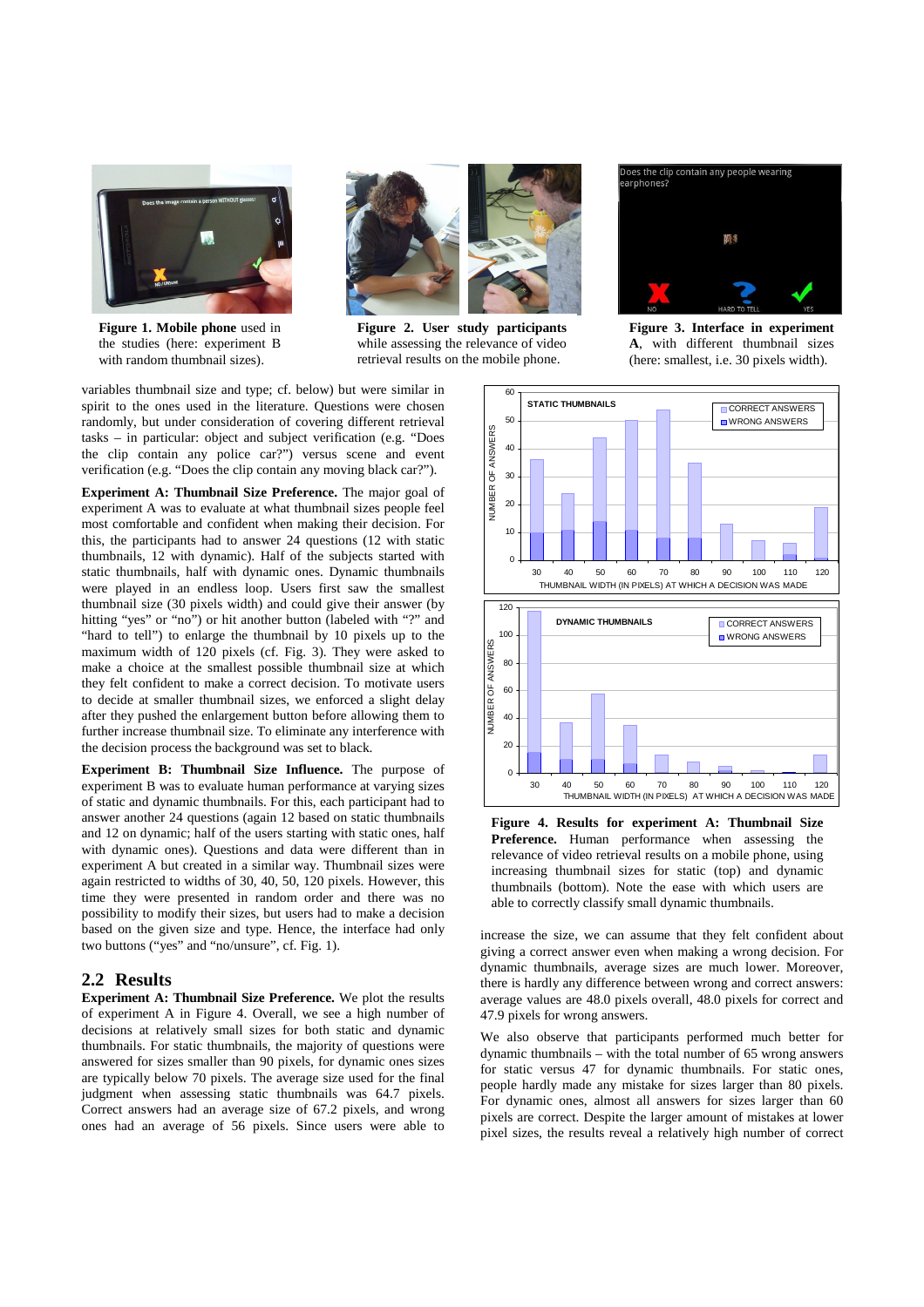Figure 1. **Mobile phone** used in the studies (here: experiment B with random thumbnail sizes).

**Figure 2. User study participants** while assessing the relevance of video retrieval results on the mobile phone.

**Figure 3. Interface in experiment A**, with different thumbnail sizes (here: smallest, i.e. 30 pixels width).

variables thumbnail size and type; cf. below) but were similar in spirit to the ones used in the literature. Questions were chosen randomly, but under consideration of covering different retrieval tasks – in particular: object and subject verification (e.g. "Does the clip contain any police car?") versus scene and event verification (e.g. "Does the clip contain any moving black car?").

**Experiment A: Thumbnail Size Preference.** The major goal of experiment A was to evaluate at what thumbnail sizes people feel most comfortable and confident when making their decision. For this, the participants had to answer 24 questions (12 with static thumbnails, 12 with dynamic). Half of the subjects started with static thumbnails, half with dynamic ones. Dynamic thumbnails were played in an endless loop. Users first saw the smallest thumbnail size (30 pixels width) and could give their answer (by hitting "yes" or "no") or hit another button (labeled with "?" and "hard to tell") to enlarge the thumbnail by 10 pixels up to the maximum width of 120 pixels (cf. Fig. 3). They were asked to make a choice at the smallest possible thumbnail size at which they felt confident to make a correct decision. To motivate users to decide at smaller thumbnail sizes, we enforced a slight delay after they pushed the enlargement button before allowing them to further increase thumbnail size. To eliminate any interference with the decision process the background was set to black.

**Experiment B: Thumbnail Size Influence.** The purpose of experiment B was to evaluate human performance at varying sizes of static and dynamic thumbnails. For this, each participant had to answer another 24 questions (again 12 based on static thumbnails and 12 on dynamic; half of the users starting with static ones, half with dynamic ones). Questions and data were different than in experiment A but created in a similar way. Thumbnail sizes were again restricted to widths of 30, 40, 50, 120 pixels. However, this time they were presented in random order and there was no possibility to modify their sizes, but users had to make a decision based on the given size and type. Hence, the interface had only two buttons ("yes" and "no/unsure", cf. Fig. 1).

## 2.2 Results

**Experiment A: Thumbnail Size Preference.** We plot the results of experiment A in Figure 4. Overall, we see a high number of decisions at relatively small sizes for both static and dynamic thumbnails. For static thumbnails, the majority of questions were answered for sizes smaller than 90 pixels, for dynamic ones sizes are typically below 70 pixels. The average size used for the final judgment when assessing static thumbnails was 64.7 pixels. Correct answers had an average size of 67.2 pixels, and wrong ones had an average of 56 pixels. Since users were able to increase the size, we can assume that they felt confident about giving a correct answer even when making a wrong decision. For dynamic thumbnails, average sizes are much lower. Moreover, there is hardly any difference between wrong and correct answers: average values are 48.0 pixels overall, 48.0 pixels for correct and 47.9 pixels for wrong answers.

**Figure 4. Results for experiment A: Thumbnail Size Preference.** Human performance when assessing the relevance of video retrieval results on a mobile phone, using increasing thumbnail sizes for static (top) and dynamic thumbnails (bottom). Note the ease with which users are able to correctly classify small dynamic thumbnails.

We also observe that participants performed much better for dynamic thumbnails – with the total number of 65 wrong answers for static versus 47 for dynamic thumbnails. For static ones, people hardly made any mistake for sizes larger than 80 pixels. For dynamic ones, almost all answers for sizes larger than 60 pixels are correct. Despite the larger amount of mistakes at lower pixel sizes, the results reveal a relatively high number of correct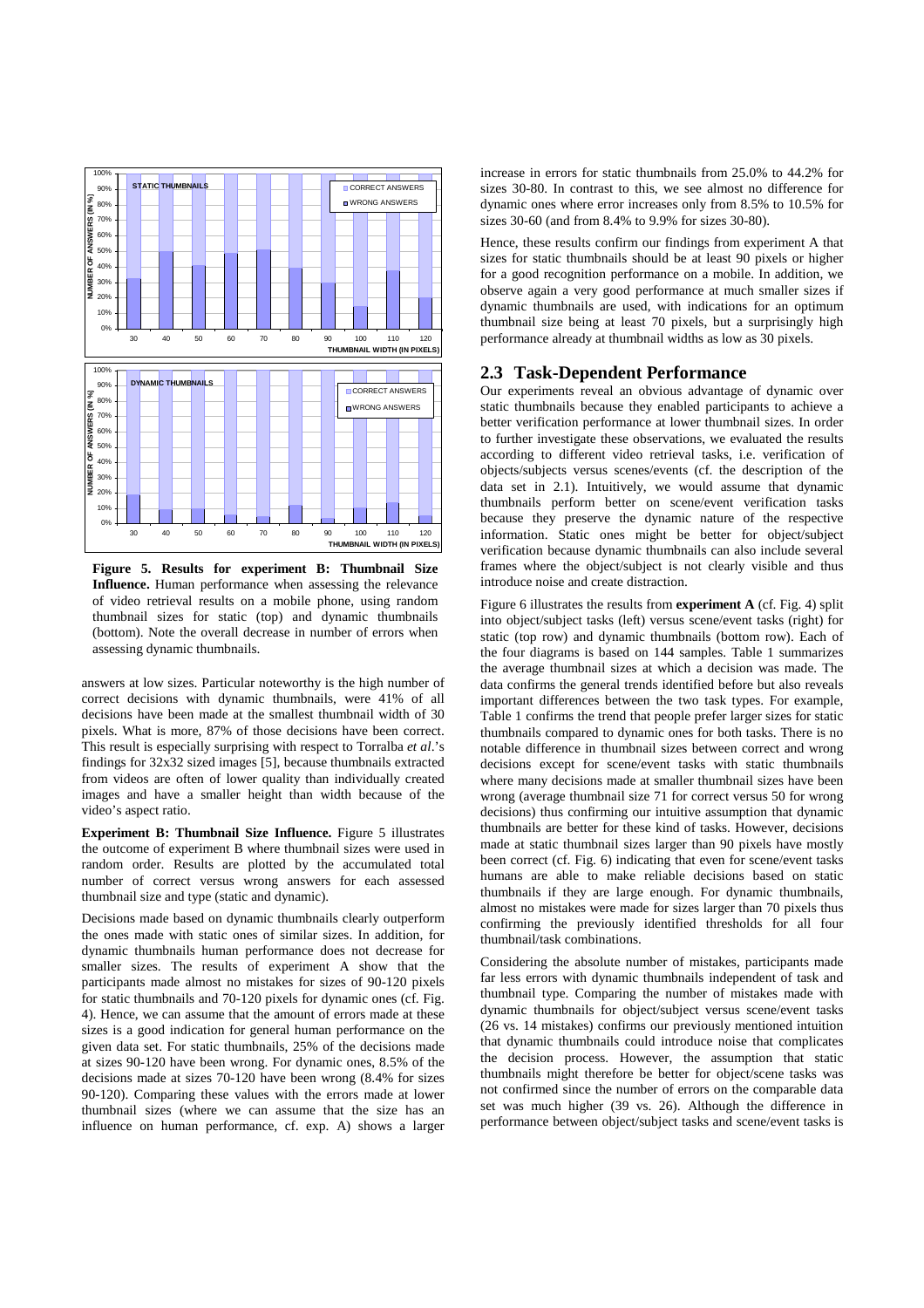**Figure 5. Results for experiment B: Thumbnail Size Influence.** Human performance when assessing the relevance of video retrieval results on a mobile phone, using random thumbnail sizes for static (top) and dynamic thumbnails (bottom). Note the overall decrease in number of errors when assessing dynamic thumbnails.

answers at low sizes. Particular noteworthy is the high number of correct decisions with dynamic thumbnails, were 41% of all decisions have been made at the smallest thumbnail width of 30 pixels. What is more, 87% of those decisions have been correct. This result is especially surprising with respect to Torralba *et al*.'s findings for 32x32 sized images [5], because thumbnails extracted from videos are often of lower quality than individually created images and have a smaller height than width because of the video's aspect ratio.

**Experiment B: Thumbnail Size Influence.** Figure 5 illustrates the outcome of experiment B where thumbnail sizes were used in random order. Results are plotted by the accumulated total number of correct versus wrong answers for each assessed thumbnail size and type (static and dynamic).

Decisions made based on dynamic thumbnails clearly outperform the ones made with static ones of similar sizes. In addition, for dynamic thumbnails human performance does not decrease for smaller sizes. The results of experiment A show that the participants made almost no mistakes for sizes of 90-120 pixels for static thumbnails and 70-120 pixels for dynamic ones (cf. Fig. 4). Hence, we can assume that the amount of errors made at these sizes is a good indication for general human performance on the given data set. For static thumbnails, 25% of the decisions made at sizes 90-120 have been wrong. For dynamic ones, 8.5% of the decisions made at sizes 70-120 have been wrong (8.4% for sizes 90-120). Comparing these values with the errors made at lower thumbnail sizes (where we can assume that the size has an influence on human performance, cf. exp. A) shows a larger increase in errors for static thumbnails from 25.0% to 44.2% for sizes 30-80. In contrast to this, we see almost no difference for dynamic ones where error increases only from 8.5% to 10.5% for sizes 30-60 (and from 8.4% to 9.9% for sizes 30-80).

Hence, these results confirm our findings from experiment A that sizes for static thumbnails should be at least 90 pixels or higher for a good recognition performance on a mobile. In addition, we observe again a very good performance at much smaller sizes if dynamic thumbnails are used, with indications for an optimum thumbnail size being at least 70 pixels, but a surprisingly high performance already at thumbnail widths as low as 30 pixels.

## 2.3 Task-Dependent Performance

Our experiments reveal an obvious advantage of dynamic over static thumbnails because they enabled participants to achieve a better verification performance at lower thumbnail sizes. In order to further investigate these observations, we evaluated the results according to different video retrieval tasks, i.e. verification of objects/subjects versus scenes/events (cf. the description of the data set in 2.1). Intuitively, we would assume that dynamic thumbnails perform better on scene/event verification tasks because they preserve the dynamic nature of the respective information. Static ones might be better for object/subject verification because dynamic thumbnails can also include several frames where the object/subject is not clearly visible and thus introduce noise and create distraction.

Figure 6 illustrates the results from **experiment A** (cf. Fig. 4) split into object/subject tasks (left) versus scene/event tasks (right) for static (top row) and dynamic thumbnails (bottom row). Each of the four diagrams is based on 144 samples. Table 1 summarizes the average thumbnail sizes at which a decision was made. The data confirms the general trends identified before but also reveals important differences between the two task types. For example, Table 1 confirms the trend that people prefer larger sizes for static thumbnails compared to dynamic ones for both tasks. There is no notable difference in thumbnail sizes between correct and wrong decisions except for scene/event tasks with static thumbnails where many decisions made at smaller thumbnail sizes have been wrong (average thumbnail size 71 for correct versus 50 for wrong decisions) thus confirming our intuitive assumption that dynamic thumbnails are better for these kind of tasks. However, decisions made at static thumbnail sizes larger than 90 pixels have mostly been correct (cf. Fig. 6) indicating that even for scene/event tasks humans are able to make reliable decisions based on static thumbnails if they are large enough. For dynamic thumbnails, almost no mistakes were made for sizes larger than 70 pixels thus confirming the previously identified thresholds for all four thumbnail/task combinations.

Considering the absolute number of mistakes, participants made far less errors with dynamic thumbnails independent of task and thumbnail type. Comparing the number of mistakes made with dynamic thumbnails for object/subject versus scene/event tasks (26 vs. 14 mistakes) confirms our previously mentioned intuition that dynamic thumbnails could introduce noise that complicates the decision process. However, the assumption that static thumbnails might therefore be better for object/scene tasks was not confirmed since the number of errors on the comparable data set was much higher (39 vs. 26). Although the difference in performance between object/subject tasks and scene/event tasks is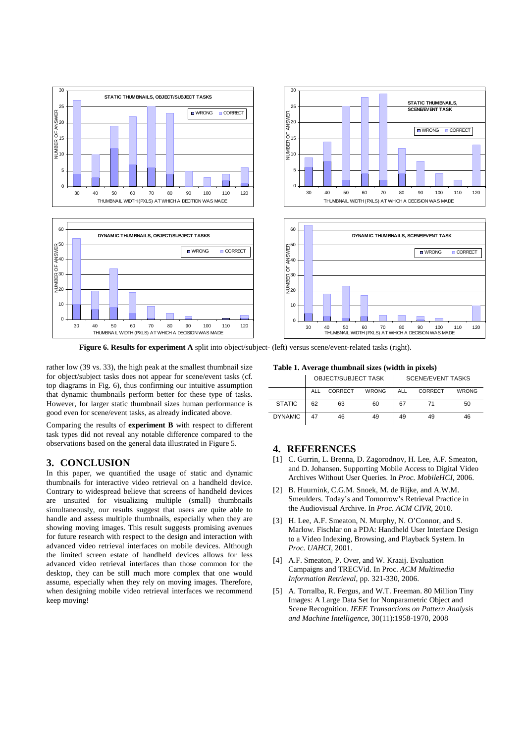STATIC THUMBNAILS, OBJECT/SUBJECT TASKS

WRONG CORRECT

NUMBER OF ANSWER

30 40 50 60 70 80 90 100 110 120

THUMBNAIL WIDTH (PXLS) AT WHICH A DECITION WAS MADE

STATIC THUMBNAILS, SCENE/EVENT TASK

WRONG CORRECT

NUMBER OF ANSWER

30 40 50 60 70 80 90 100 110 120

THUMBNAIL WIDTH (PXLS) AT WHICH A DECISION WAS MADE

DYNAMIC THUMBNAILS, OBJECT/SUBJECT TASKS

WRONG CORRECT

NUMBER OF ANSWER

30 40 50 60 70 80 90 100 110 120

THUMBNAIL WIDTH (PXLS) AT WHICH A DECISION WAS MADE

DYNAMIC THUMBNAILS, SCENE/EVENT TASK

WRONG CORRECT

NUMBER OF ANSWER

30 40 50 60 70 80 90 100 110 120

THUMBNAIL WIDTH (PXLS) AT WHICH A DECISION WAS MADE

**Figure 6. Results for experiment A** split into object/subject- (left) versus scene/event-related tasks (right).

rather low (39 vs. 33), the high peak at the smallest thumbnail size for object/subject tasks does not appear for scene/event tasks (cf. top diagrams in Fig. 6), thus confirming our intuitive assumption that dynamic thumbnails perform better for these type of tasks. However, for larger static thumbnail sizes human performance is good even for scene/event tasks, as already indicated above.

Comparing the results of **experiment B** with respect to different task types did not reveal any notable difference compared to the observations based on the general data illustrated in Figure 5.

## 3. CONCLUSION

In this paper, we quantified the usage of static and dynamic thumbnails for interactive video retrieval on a handheld device. Contrary to widespread believe that screens of handheld devices are unsuited for visualizing multiple (small) thumbnails simultaneously, our results suggest that users are quite able to handle and assess multiple thumbnails, especially when they are showing moving images. This result suggests promising avenues for future research with respect to the design and interaction with advanced video retrieval interfaces on mobile devices. Although the limited screen estate of handheld devices allows for less advanced video retrieval interfaces than those common for the desktop, they can be still much more complex that one would assume, especially when they rely on moving images. Therefore, when designing mobile video retrieval interfaces we recommend keep moving!

**Table 1. Average thumbnail sizes (width in pixels)**

| | OBJECT/SUBJECT TASK | | | SCENE/EVENT TASKS | | |
|---|---|---|---|---|---|---|
| | ALL | CORRECT | WRONG | ALL | CORRECT | WRONG |
| STATIC | 62 | 63 | 60 | 67 | 71 | 50 |
| DYNAMIC | 47 | 46 | 49 | 49 | 49 | 46 |

## 4. REFERENCES

[1] C. Gurrin, L. Brenna, D. Zagorodnov, H. Lee, A.F. Smeaton, and D. Johansen. Supporting Mobile Access to Digital Video Archives Without User Queries. In *Proc. MobileHCI*, 2006.

[2] B. Huurnink, C.G.M. Snoek, M. de Rijke, and A.W.M. Smeulders. Today's and Tomorrow's Retrieval Practice in the Audiovisual Archive. In *Proc. ACM CIVR*, 2010.

[3] H. Lee, A.F. Smeaton, N. Murphy, N. O'Connor, and S. Marlow. Fischlar on a PDA: Handheld User Interface Design to a Video Indexing, Browsing, and Playback System. In *Proc. UAHCI*, 2001.

[4] A.F. Smeaton, P. Over, and W. Kraaij. Evaluation Campaigns and TRECVid. In Proc. *ACM Multimedia Information Retrieval*, pp. 321-330, 2006.

[5] A. Torralba, R. Fergus, and W.T. Freeman. 80 Million Tiny Images: A Large Data Set for Nonparametric Object and Scene Recognition. *IEEE Transactions on Pattern Analysis and Machine Intelligence*, 30(11):1958-1970, 2008